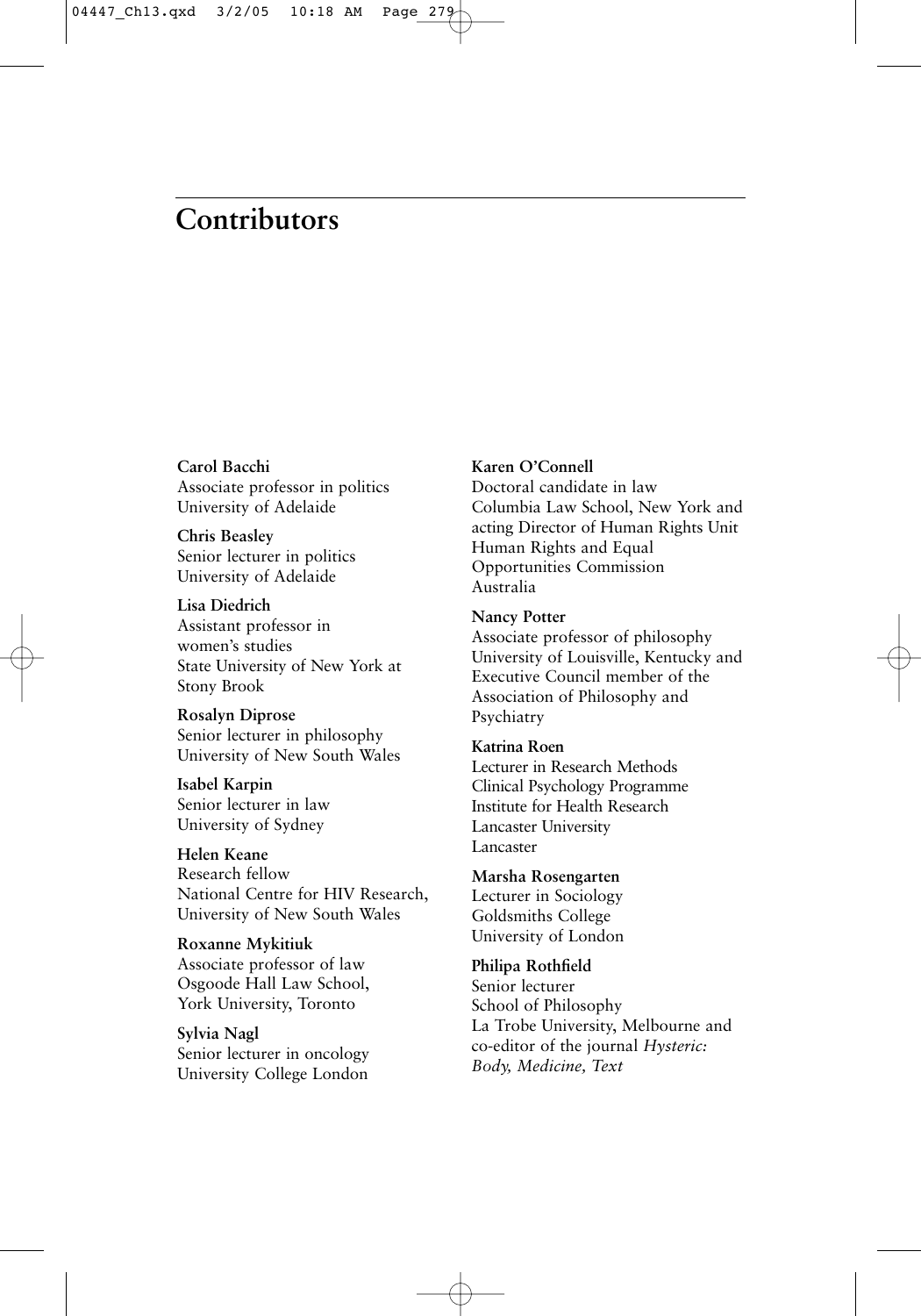# Contributors

**Carol Bacchi**
Associate professor in politics
University of Adelaide

**Chris Beasley**
Senior lecturer in politics
University of Adelaide

**Lisa Diedrich**
Assistant professor in women's studies
State University of New York at Stony Brook

**Rosalyn Diprose**
Senior lecturer in philosophy
University of New South Wales

**Isabel Karpin**
Senior lecturer in law
University of Sydney

**Helen Keane**
Research fellow
National Centre for HIV Research, University of New South Wales

**Roxanne Mykitiuk**
Associate professor of law
Osgoode Hall Law School, York University, Toronto

**Sylvia Nagl**
Senior lecturer in oncology
University College London

**Karen O'Connell**
Doctoral candidate in law
Columbia Law School, New York and acting Director of Human Rights Unit
Human Rights and Equal Opportunities Commission
Australia

**Nancy Potter**
Associate professor of philosophy
University of Louisville, Kentucky and Executive Council member of the Association of Philosophy and Psychiatry

**Katrina Roen**
Lecturer in Research Methods
Clinical Psychology Programme
Institute for Health Research
Lancaster University
Lancaster

**Marsha Rosengarten**
Lecturer in Sociology
Goldsmiths College
University of London

**Philipa Rothfield**
Senior lecturer
School of Philosophy
La Trobe University, Melbourne and co-editor of the journal *Hysteric: Body, Medicine, Text*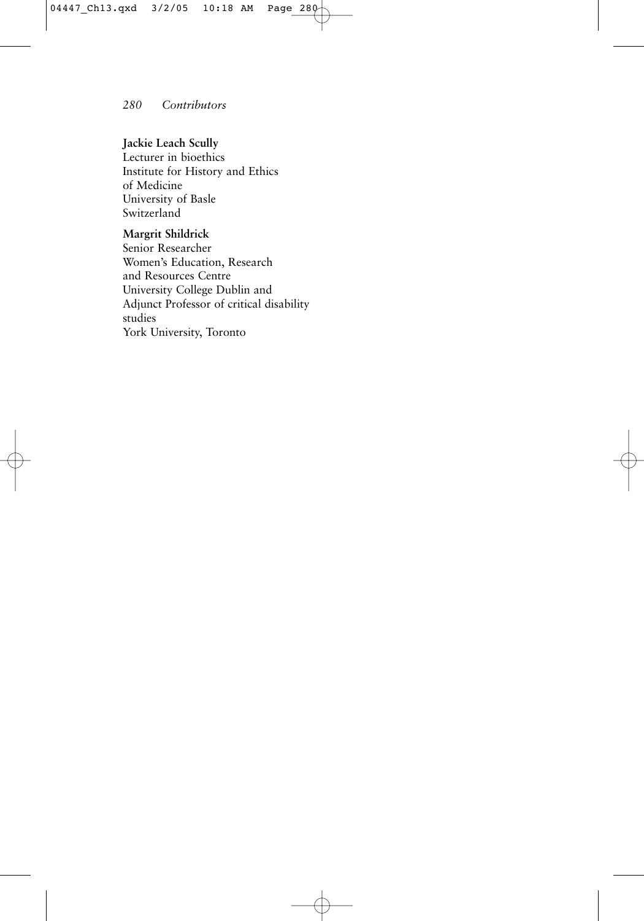**Jackie Leach Scully**
Lecturer in bioethics
Institute for History and Ethics
of Medicine
University of Basle
Switzerland

**Margrit Shildrick**
Senior Researcher
Women's Education, Research
and Resources Centre
University College Dublin and
Adjunct Professor of critical disability
studies
York University, Toronto